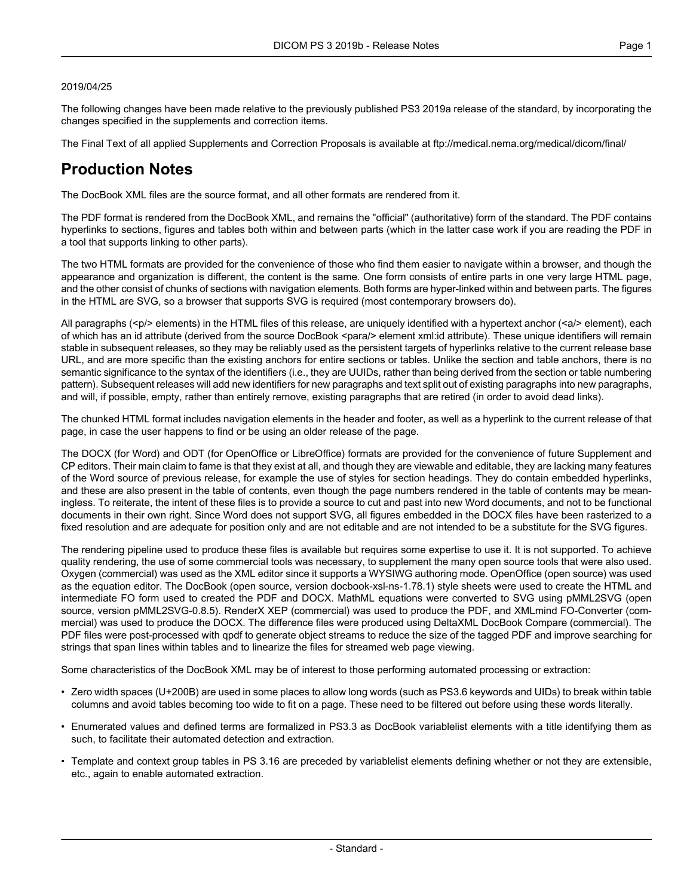2019/04/25

The following changes have been made relative to the previously published PS3 2019a release of the standard, by incorporating the changes specified in the supplements and correction items.

The Final Text of all applied Supplements and Correction Proposals is available at ftp://medical.nema.org/medical/dicom/final/

# Production Notes

The DocBook XML files are the source format, and all other formats are rendered from it.

The PDF format is rendered from the DocBook XML, and remains the "official" (authoritative) form of the standard. The PDF contains hyperlinks to sections, figures and tables both within and between parts (which in the latter case work if you are reading the PDF in a tool that supports linking to other parts).

The two HTML formats are provided for the convenience of those who find them easier to navigate within a browser, and though the appearance and organization is different, the content is the same. One form consists of entire parts in one very large HTML page, and the other consist of chunks of sections with navigation elements. Both forms are hyper-linked within and between parts. The figures in the HTML are SVG, so a browser that supports SVG is required (most contemporary browsers do).

All paragraphs (<p/> elements) in the HTML files of this release, are uniquely identified with a hypertext anchor (<a/> element), each of which has an id attribute (derived from the source DocBook <para/> element xml:id attribute). These unique identifiers will remain stable in subsequent releases, so they may be reliably used as the persistent targets of hyperlinks relative to the current release base URL, and are more specific than the existing anchors for entire sections or tables. Unlike the section and table anchors, there is no semantic significance to the syntax of the identifiers (i.e., they are UUIDs, rather than being derived from the section or table numbering pattern). Subsequent releases will add new identifiers for new paragraphs and text split out of existing paragraphs into new paragraphs, and will, if possible, empty, rather than entirely remove, existing paragraphs that are retired (in order to avoid dead links).

The chunked HTML format includes navigation elements in the header and footer, as well as a hyperlink to the current release of that page, in case the user happens to find or be using an older release of the page.

The DOCX (for Word) and ODT (for OpenOffice or LibreOffice) formats are provided for the convenience of future Supplement and CP editors. Their main claim to fame is that they exist at all, and though they are viewable and editable, they are lacking many features of the Word source of previous release, for example the use of styles for section headings. They do contain embedded hyperlinks, and these are also present in the table of contents, even though the page numbers rendered in the table of contents may be meaningless. To reiterate, the intent of these files is to provide a source to cut and past into new Word documents, and not to be functional documents in their own right. Since Word does not support SVG, all figures embedded in the DOCX files have been rasterized to a fixed resolution and are adequate for position only and are not editable and are not intended to be a substitute for the SVG figures.

The rendering pipeline used to produce these files is available but requires some expertise to use it. It is not supported. To achieve quality rendering, the use of some commercial tools was necessary, to supplement the many open source tools that were also used. Oxygen (commercial) was used as the XML editor since it supports a WYSIWG authoring mode. OpenOffice (open source) was used as the equation editor. The DocBook (open source, version docbook-xsl-ns-1.78.1) style sheets were used to create the HTML and intermediate FO form used to created the PDF and DOCX. MathML equations were converted to SVG using pMML2SVG (open source, version pMML2SVG-0.8.5). RenderX XEP (commercial) was used to produce the PDF, and XMLmind FO-Converter (commercial) was used to produce the DOCX. The difference files were produced using DeltaXML DocBook Compare (commercial). The PDF files were post-processed with qpdf to generate object streams to reduce the size of the tagged PDF and improve searching for strings that span lines within tables and to linearize the files for streamed web page viewing.

Some characteristics of the DocBook XML may be of interest to those performing automated processing or extraction:

- Zero width spaces (U+200B) are used in some places to allow long words (such as PS3.6 keywords and UIDs) to break within table columns and avoid tables becoming too wide to fit on a page. These need to be filtered out before using these words literally.
- Enumerated values and defined terms are formalized in PS3.3 as DocBook variablelist elements with a title identifying them as such, to facilitate their automated detection and extraction.
- Template and context group tables in PS 3.16 are preceded by variablelist elements defining whether or not they are extensible, etc., again to enable automated extraction.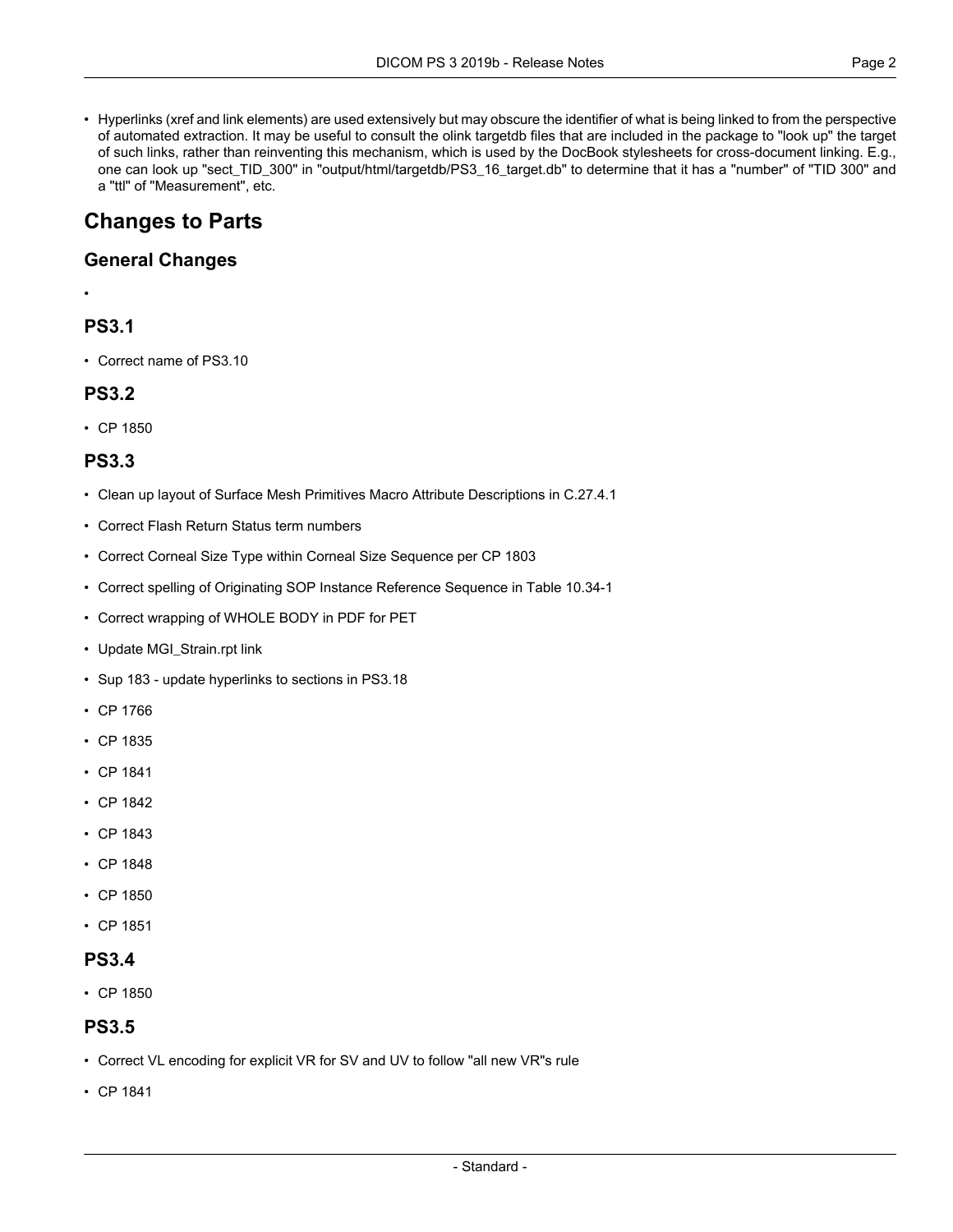- Hyperlinks (xref and link elements) are used extensively but may obscure the identifier of what is being linked to from the perspective of automated extraction. It may be useful to consult the olink targetdb files that are included in the package to "look up" the target of such links, rather than reinventing this mechanism, which is used by the DocBook stylesheets for cross-document linking. E.g., one can look up "sect_TID_300" in "output/html/targetdb/PS3_16_target.db" to determine that it has a "number" of "TID 300" and a "ttl" of "Measurement", etc.

# Changes to Parts

## General Changes

- 

## PS3.1

- Correct name of PS3.10

## PS3.2

- CP 1850

## PS3.3

- Clean up layout of Surface Mesh Primitives Macro Attribute Descriptions in C.27.4.1
- Correct Flash Return Status term numbers
- Correct Corneal Size Type within Corneal Size Sequence per CP 1803
- Correct spelling of Originating SOP Instance Reference Sequence in Table 10.34-1
- Correct wrapping of WHOLE BODY in PDF for PET
- Update MGI_Strain.rpt link
- Sup 183 - update hyperlinks to sections in PS3.18
- CP 1766
- CP 1835
- CP 1841
- CP 1842
- CP 1843
- CP 1848
- CP 1850
- CP 1851

## PS3.4

- CP 1850

## PS3.5

- Correct VL encoding for explicit VR for SV and UV to follow "all new VR"s rule
- CP 1841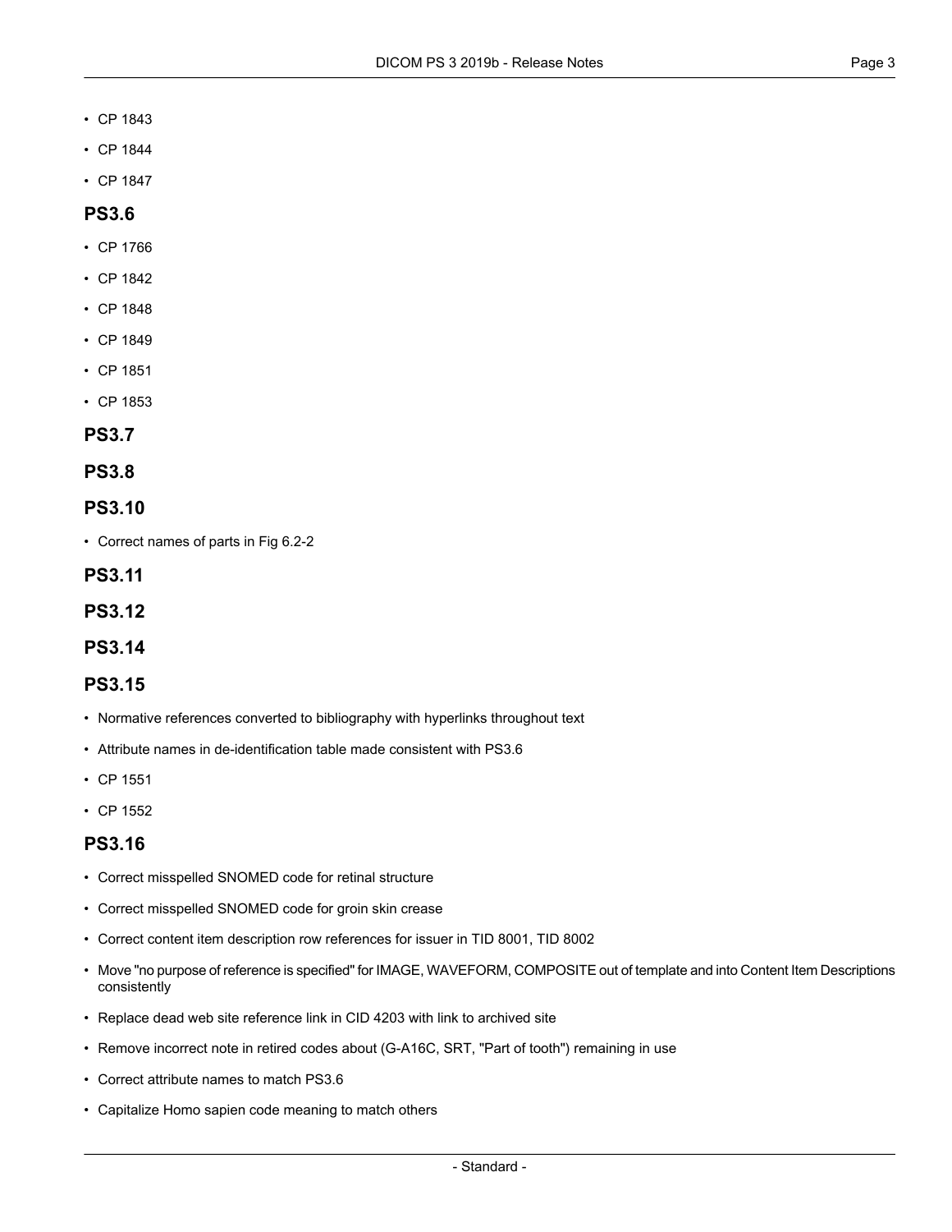- CP 1843
- CP 1844
- CP 1847

## PS3.6

- CP 1766
- CP 1842
- CP 1848
- CP 1849
- CP 1851
- CP 1853

## PS3.7

## PS3.8

## PS3.10

- Correct names of parts in Fig 6.2-2

## PS3.11

## PS3.12

## PS3.14

## PS3.15

- Normative references converted to bibliography with hyperlinks throughout text
- Attribute names in de-identification table made consistent with PS3.6
- CP 1551
- CP 1552

## PS3.16

- Correct misspelled SNOMED code for retinal structure
- Correct misspelled SNOMED code for groin skin crease
- Correct content item description row references for issuer in TID 8001, TID 8002
- Move "no purpose of reference is specified" for IMAGE, WAVEFORM, COMPOSITE out of template and into Content Item Descriptions consistently
- Replace dead web site reference link in CID 4203 with link to archived site
- Remove incorrect note in retired codes about (G-A16C, SRT, "Part of tooth") remaining in use
- Correct attribute names to match PS3.6
- Capitalize Homo sapien code meaning to match others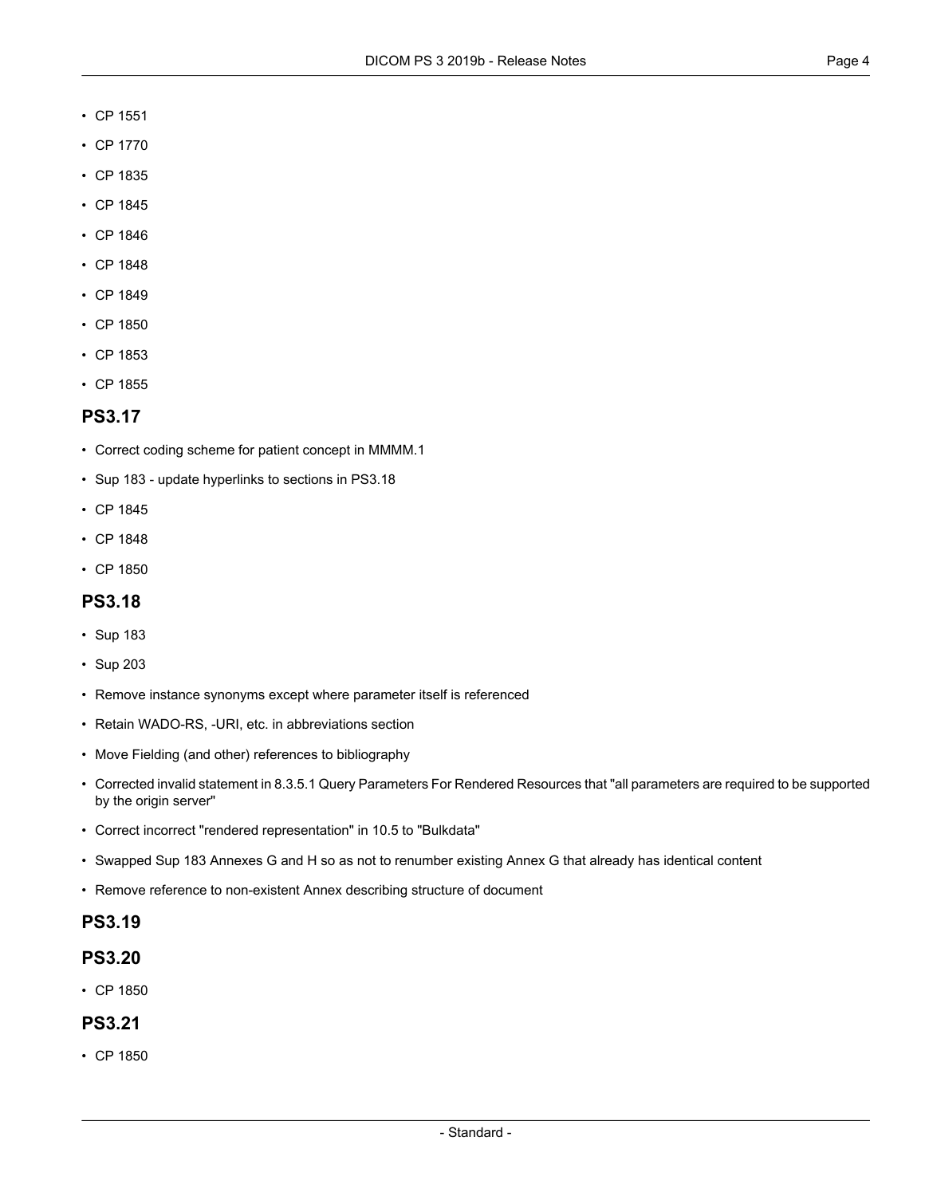- CP 1551
- CP 1770
- CP 1835
- CP 1845
- CP 1846
- CP 1848
- CP 1849
- CP 1850
- CP 1853
- CP 1855

## PS3.17

- Correct coding scheme for patient concept in MMMM.1
- Sup 183 - update hyperlinks to sections in PS3.18
- CP 1845
- CP 1848
- CP 1850

## PS3.18

- Sup 183
- Sup 203
- Remove instance synonyms except where parameter itself is referenced
- Retain WADO-RS, -URI, etc. in abbreviations section
- Move Fielding (and other) references to bibliography
- Corrected invalid statement in 8.3.5.1 Query Parameters For Rendered Resources that "all parameters are required to be supported by the origin server"
- Correct incorrect "rendered representation" in 10.5 to "Bulkdata"
- Swapped Sup 183 Annexes G and H so as not to renumber existing Annex G that already has identical content
- Remove reference to non-existent Annex describing structure of document

## PS3.19

## PS3.20

- CP 1850

## PS3.21

- CP 1850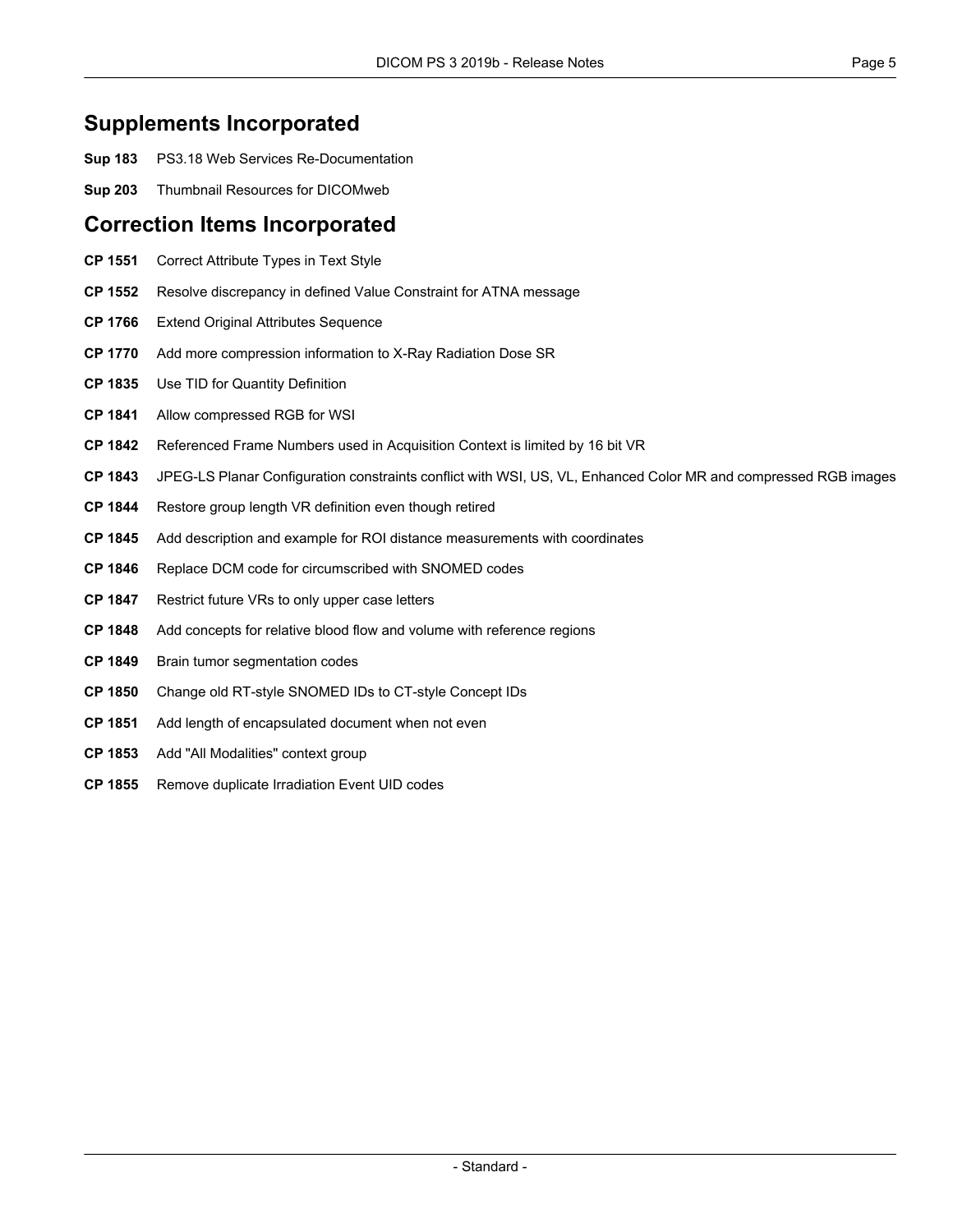## Supplements Incorporated

**Sup 183** PS3.18 Web Services Re-Documentation

**Sup 203** Thumbnail Resources for DICOMweb

## Correction Items Incorporated

**CP 1551** Correct Attribute Types in Text Style

**CP 1552** Resolve discrepancy in defined Value Constraint for ATNA message

**CP 1766** Extend Original Attributes Sequence

**CP 1770** Add more compression information to X-Ray Radiation Dose SR

**CP 1835** Use TID for Quantity Definition

**CP 1841** Allow compressed RGB for WSI

**CP 1842** Referenced Frame Numbers used in Acquisition Context is limited by 16 bit VR

**CP 1843** JPEG-LS Planar Configuration constraints conflict with WSI, US, VL, Enhanced Color MR and compressed RGB images

**CP 1844** Restore group length VR definition even though retired

**CP 1845** Add description and example for ROI distance measurements with coordinates

**CP 1846** Replace DCM code for circumscribed with SNOMED codes

**CP 1847** Restrict future VRs to only upper case letters

**CP 1848** Add concepts for relative blood flow and volume with reference regions

**CP 1849** Brain tumor segmentation codes

**CP 1850** Change old RT-style SNOMED IDs to CT-style Concept IDs

**CP 1851** Add length of encapsulated document when not even

**CP 1853** Add "All Modalities" context group

**CP 1855** Remove duplicate Irradiation Event UID codes